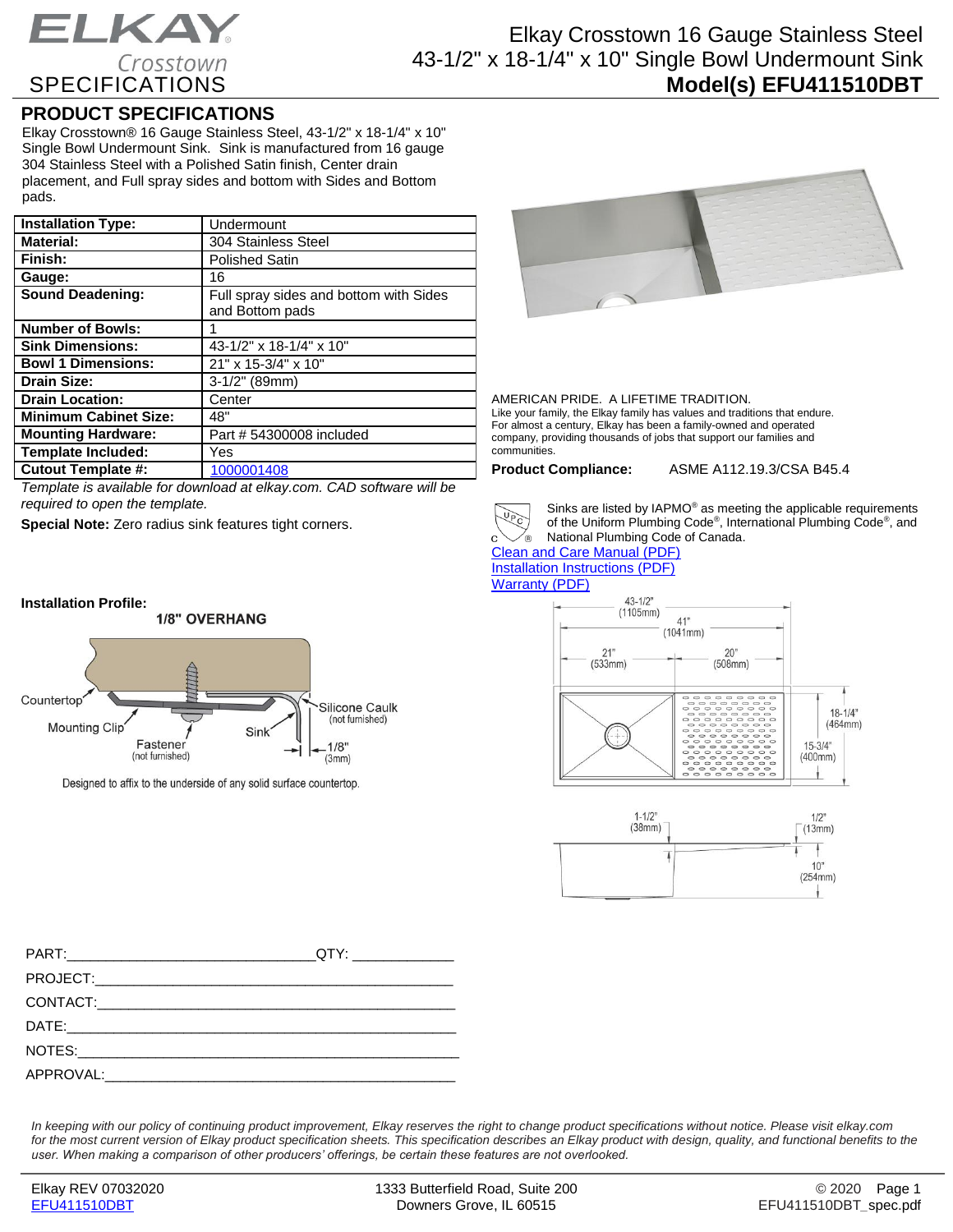# ELKAY Crosstown SPECIFICATIONS

## Elkay Crosstown 16 Gauge Stainless Steel 43-1/2" x 18-1/4" x 10" Single Bowl Undermount Sink

**Model(s) EFU411510DBT**

## PRODUCT SPECIFICATIONS

Elkay Crosstown® 16 Gauge Stainless Steel, 43-1/2" x 18-1/4" x 10" Single Bowl Undermount Sink. Sink is manufactured from 16 gauge 304 Stainless Steel with a Polished Satin finish, Center drain placement, and Full spray sides and bottom with Sides and Bottom pads.

| | |
|---|---|
| **Installation Type:** | Undermount |
| **Material:** | 304 Stainless Steel |
| **Finish:** | Polished Satin |
| **Gauge:** | 16 |
| **Sound Deadening:** | Full spray sides and bottom with Sides and Bottom pads |
| **Number of Bowls:** | 1 |
| **Sink Dimensions:** | 43-1/2" x 18-1/4" x 10" |
| **Bowl 1 Dimensions:** | 21" x 15-3/4" x 10" |
| **Drain Size:** | 3-1/2" (89mm) |
| **Drain Location:** | Center |
| **Minimum Cabinet Size:** | 48" |
| **Mounting Hardware:** | Part # 54300008 included |
| **Template Included:** | Yes |
| **Cutout Template #:** | 1000001408 |

*Template is available for download at elkay.com. CAD software will be required to open the template.*

**Special Note:** Zero radius sink features tight corners.

AMERICAN PRIDE. A LIFETIME TRADITION.
Like your family, the Elkay family has values and traditions that endure. For almost a century, Elkay has been a family-owned and operated company, providing thousands of jobs that support our families and communities.

**Product Compliance:** ASME A112.19.3/CSA B45.4

Sinks are listed by IAPMO® as meeting the applicable requirements of the Uniform Plumbing Code®, International Plumbing Code®, and National Plumbing Code of Canada.

Clean and Care Manual (PDF)
Installation Instructions (PDF)
Warranty (PDF)

**Installation Profile:**

1/8" OVERHANG

Countertop, Mounting Clip, Fastener (not furnished), Sink, Silicone Caulk (not furnished), 1/8" (3mm)

Designed to affix to the underside of any solid surface countertop.

43-1/2" (1105mm); 41" (1041mm); 21" (533mm); 20" (508mm); 18-1/4" (464mm); 15-3/4" (400mm); 1-1/2" (38mm); 1/2" (13mm); 10" (254mm)

PART:_______________________________QTY: ____________
PROJECT:_____________________________________________
CONTACT:_____________________________________________
DATE:________________________________________________
NOTES:_______________________________________________
APPROVAL:____________________________________________

*In keeping with our policy of continuing product improvement, Elkay reserves the right to change product specifications without notice. Please visit elkay.com for the most current version of Elkay product specification sheets. This specification describes an Elkay product with design, quality, and functional benefits to the user. When making a comparison of other producers' offerings, be certain these features are not overlooked.*

Elkay REV 07032020
EFU411510DBT
1333 Butterfield Road, Suite 200
Downers Grove, IL 60515
© 2020
EFU411510DBT_spec.pdf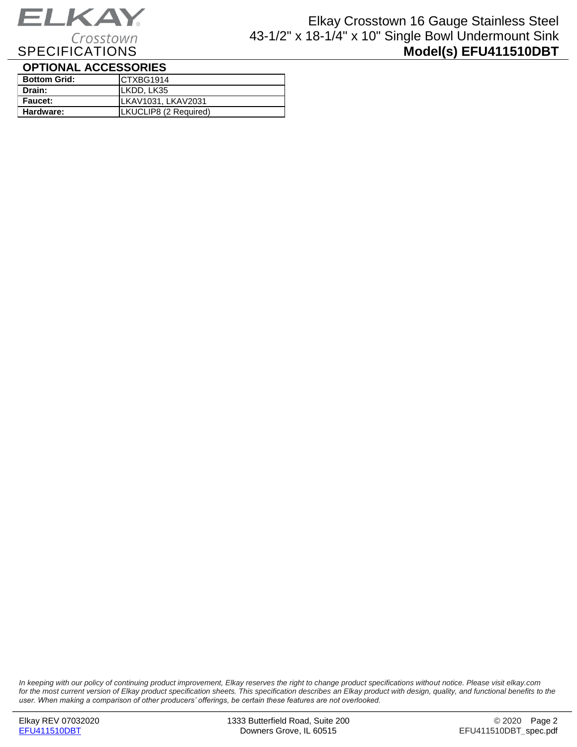## OPTIONAL ACCESSORIES

| | |
|---|---|
| **Bottom Grid:** | CTXBG1914 |
| **Drain:** | LKDD, LK35 |
| **Faucet:** | LKAV1031, LKAV2031 |
| **Hardware:** | LKUCLIP8 (2 Required) |

*In keeping with our policy of continuing product improvement, Elkay reserves the right to change product specifications without notice. Please visit elkay.com for the most current version of Elkay product specification sheets. This specification describes an Elkay product with design, quality, and functional benefits to the user. When making a comparison of other producers' offerings, be certain these features are not overlooked.*